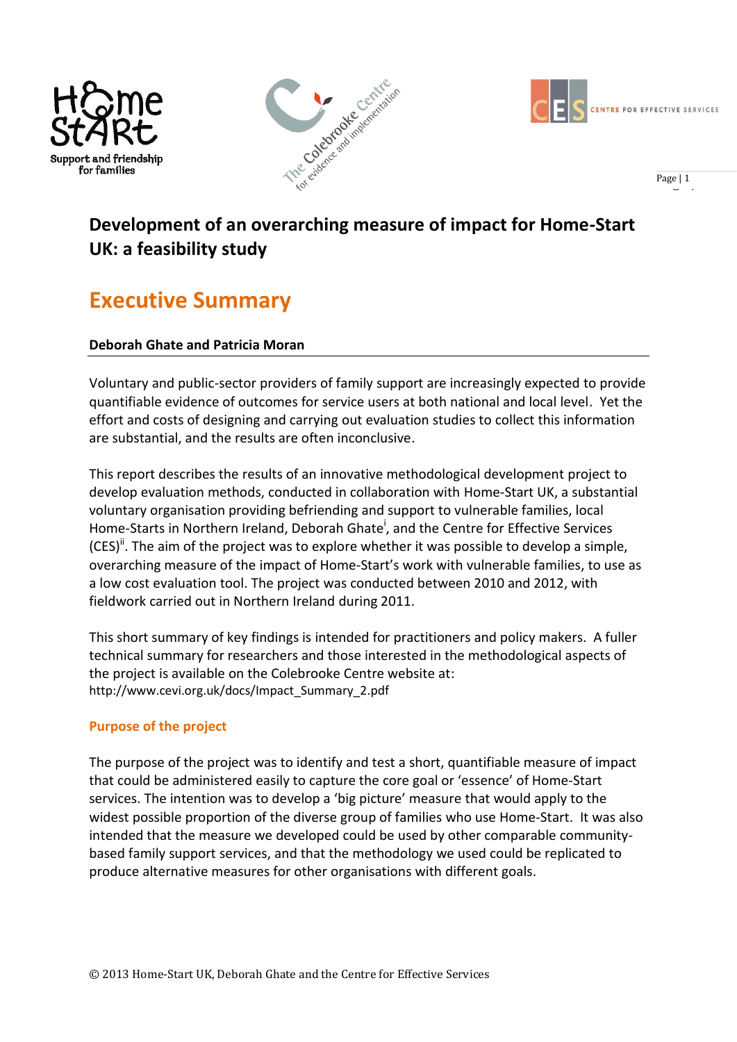# Development of an overarching measure of impact for Home-Start UK: a feasibility study

## Executive Summary

**Deborah Ghate and Patricia Moran**

Voluntary and public-sector providers of family support are increasingly expected to provide quantifiable evidence of outcomes for service users at both national and local level. Yet the effort and costs of designing and carrying out evaluation studies to collect this information are substantial, and the results are often inconclusive.

This report describes the results of an innovative methodological development project to develop evaluation methods, conducted in collaboration with Home-Start UK, a substantial voluntary organisation providing befriending and support to vulnerable families, local Home-Starts in Northern Ireland, Deborah Ghate[i], and the Centre for Effective Services (CES)[ii]. The aim of the project was to explore whether it was possible to develop a simple, overarching measure of the impact of Home-Start's work with vulnerable families, to use as a low cost evaluation tool. The project was conducted between 2010 and 2012, with fieldwork carried out in Northern Ireland during 2011.

This short summary of key findings is intended for practitioners and policy makers. A fuller technical summary for researchers and those interested in the methodological aspects of the project is available on the Colebrooke Centre website at: http://www.cevi.org.uk/docs/Impact_Summary_2.pdf

### Purpose of the project

The purpose of the project was to identify and test a short, quantifiable measure of impact that could be administered easily to capture the core goal or 'essence' of Home-Start services. The intention was to develop a 'big picture' measure that would apply to the widest possible proportion of the diverse group of families who use Home-Start. It was also intended that the measure we developed could be used by other comparable community-based family support services, and that the methodology we used could be replicated to produce alternative measures for other organisations with different goals.

© 2013 Home-Start UK, Deborah Ghate and the Centre for Effective Services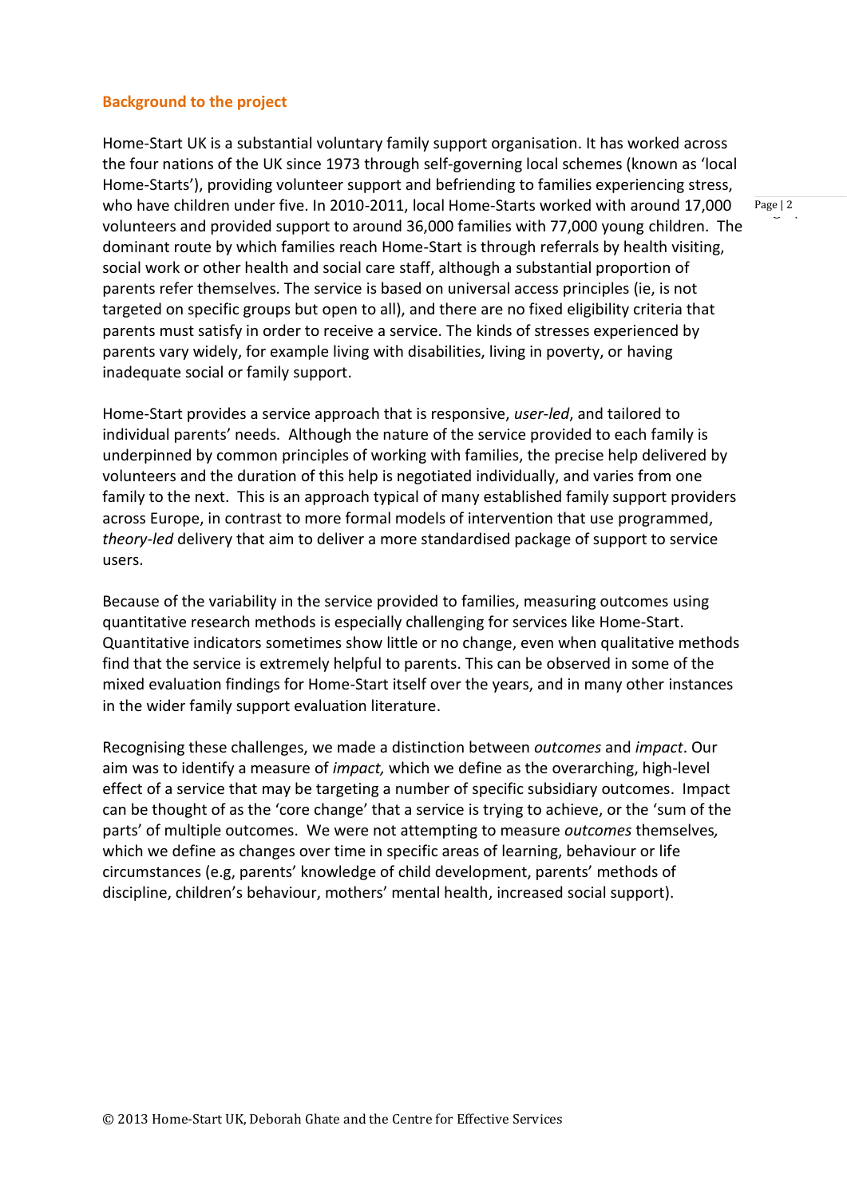## Background to the project

Home-Start UK is a substantial voluntary family support organisation. It has worked across the four nations of the UK since 1973 through self-governing local schemes (known as 'local Home-Starts'), providing volunteer support and befriending to families experiencing stress, who have children under five. In 2010-2011, local Home-Starts worked with around 17,000 volunteers and provided support to around 36,000 families with 77,000 young children. The dominant route by which families reach Home-Start is through referrals by health visiting, social work or other health and social care staff, although a substantial proportion of parents refer themselves. The service is based on universal access principles (ie, is not targeted on specific groups but open to all), and there are no fixed eligibility criteria that parents must satisfy in order to receive a service. The kinds of stresses experienced by parents vary widely, for example living with disabilities, living in poverty, or having inadequate social or family support.

Home-Start provides a service approach that is responsive, *user-led*, and tailored to individual parents' needs. Although the nature of the service provided to each family is underpinned by common principles of working with families, the precise help delivered by volunteers and the duration of this help is negotiated individually, and varies from one family to the next. This is an approach typical of many established family support providers across Europe, in contrast to more formal models of intervention that use programmed, *theory-led* delivery that aim to deliver a more standardised package of support to service users.

Because of the variability in the service provided to families, measuring outcomes using quantitative research methods is especially challenging for services like Home-Start. Quantitative indicators sometimes show little or no change, even when qualitative methods find that the service is extremely helpful to parents. This can be observed in some of the mixed evaluation findings for Home-Start itself over the years, and in many other instances in the wider family support evaluation literature.

Recognising these challenges, we made a distinction between *outcomes* and *impact*. Our aim was to identify a measure of *impact,* which we define as the overarching, high-level effect of a service that may be targeting a number of specific subsidiary outcomes. Impact can be thought of as the 'core change' that a service is trying to achieve, or the 'sum of the parts' of multiple outcomes. We were not attempting to measure *outcomes* themselves*,* which we define as changes over time in specific areas of learning, behaviour or life circumstances (e.g, parents' knowledge of child development, parents' methods of discipline, children's behaviour, mothers' mental health, increased social support).

© 2013 Home-Start UK, Deborah Ghate and the Centre for Effective Services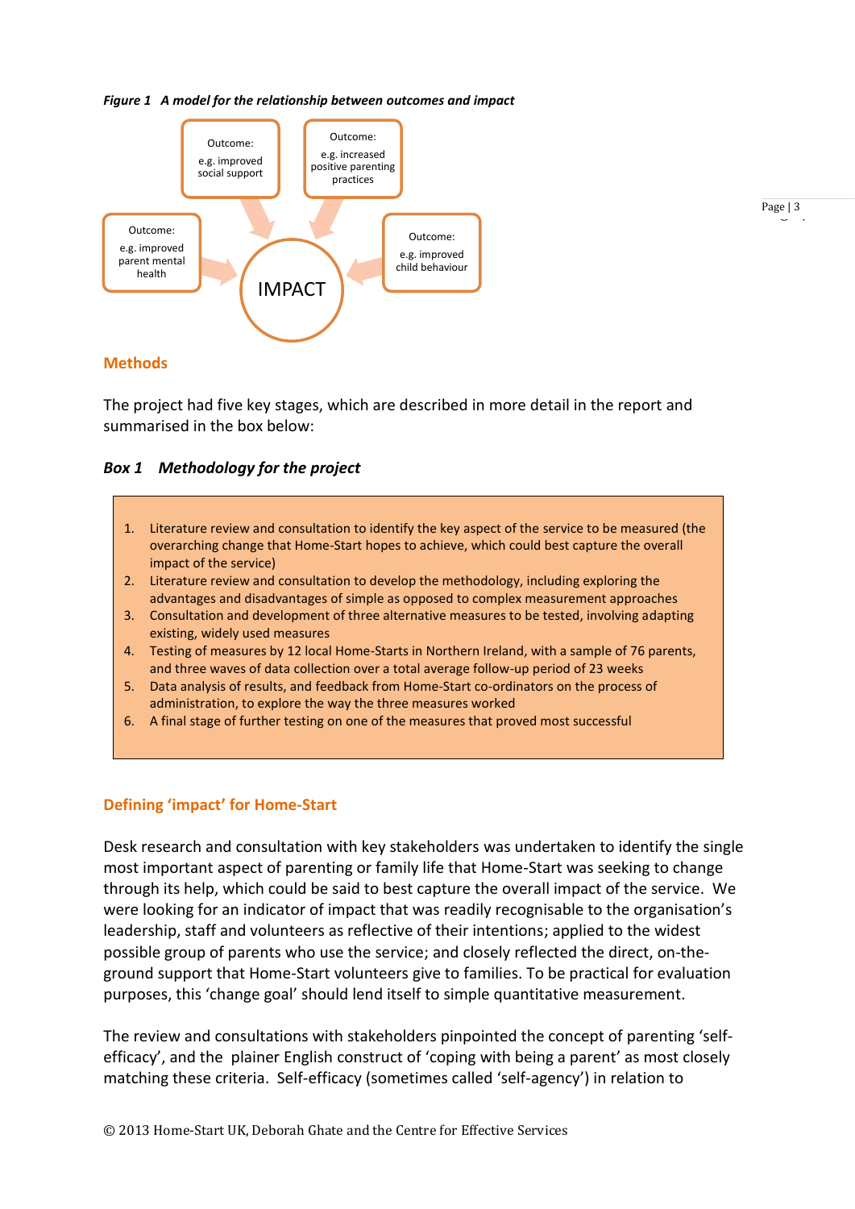*Figure 1 A model for the relationship between outcomes and impact*

Outcome: e.g. improved social support

Outcome: e.g. increased positive parenting practices

Outcome: e.g. improved parent mental health

IMPACT

Outcome: e.g. improved child behaviour

## Methods

The project had five key stages, which are described in more detail in the report and summarised in the box below:

### *Box 1 Methodology for the project*

1. Literature review and consultation to identify the key aspect of the service to be measured (the overarching change that Home-Start hopes to achieve, which could best capture the overall impact of the service)
2. Literature review and consultation to develop the methodology, including exploring the advantages and disadvantages of simple as opposed to complex measurement approaches
3. Consultation and development of three alternative measures to be tested, involving adapting existing, widely used measures
4. Testing of measures by 12 local Home-Starts in Northern Ireland, with a sample of 76 parents, and three waves of data collection over a total average follow-up period of 23 weeks
5. Data analysis of results, and feedback from Home-Start co-ordinators on the process of administration, to explore the way the three measures worked
6. A final stage of further testing on one of the measures that proved most successful

## Defining 'impact' for Home-Start

Desk research and consultation with key stakeholders was undertaken to identify the single most important aspect of parenting or family life that Home-Start was seeking to change through its help, which could be said to best capture the overall impact of the service. We were looking for an indicator of impact that was readily recognisable to the organisation's leadership, staff and volunteers as reflective of their intentions; applied to the widest possible group of parents who use the service; and closely reflected the direct, on-the-ground support that Home-Start volunteers give to families. To be practical for evaluation purposes, this 'change goal' should lend itself to simple quantitative measurement.

The review and consultations with stakeholders pinpointed the concept of parenting 'self-efficacy', and the plainer English construct of 'coping with being a parent' as most closely matching these criteria. Self-efficacy (sometimes called 'self-agency') in relation to

© 2013 Home-Start UK, Deborah Ghate and the Centre for Effective Services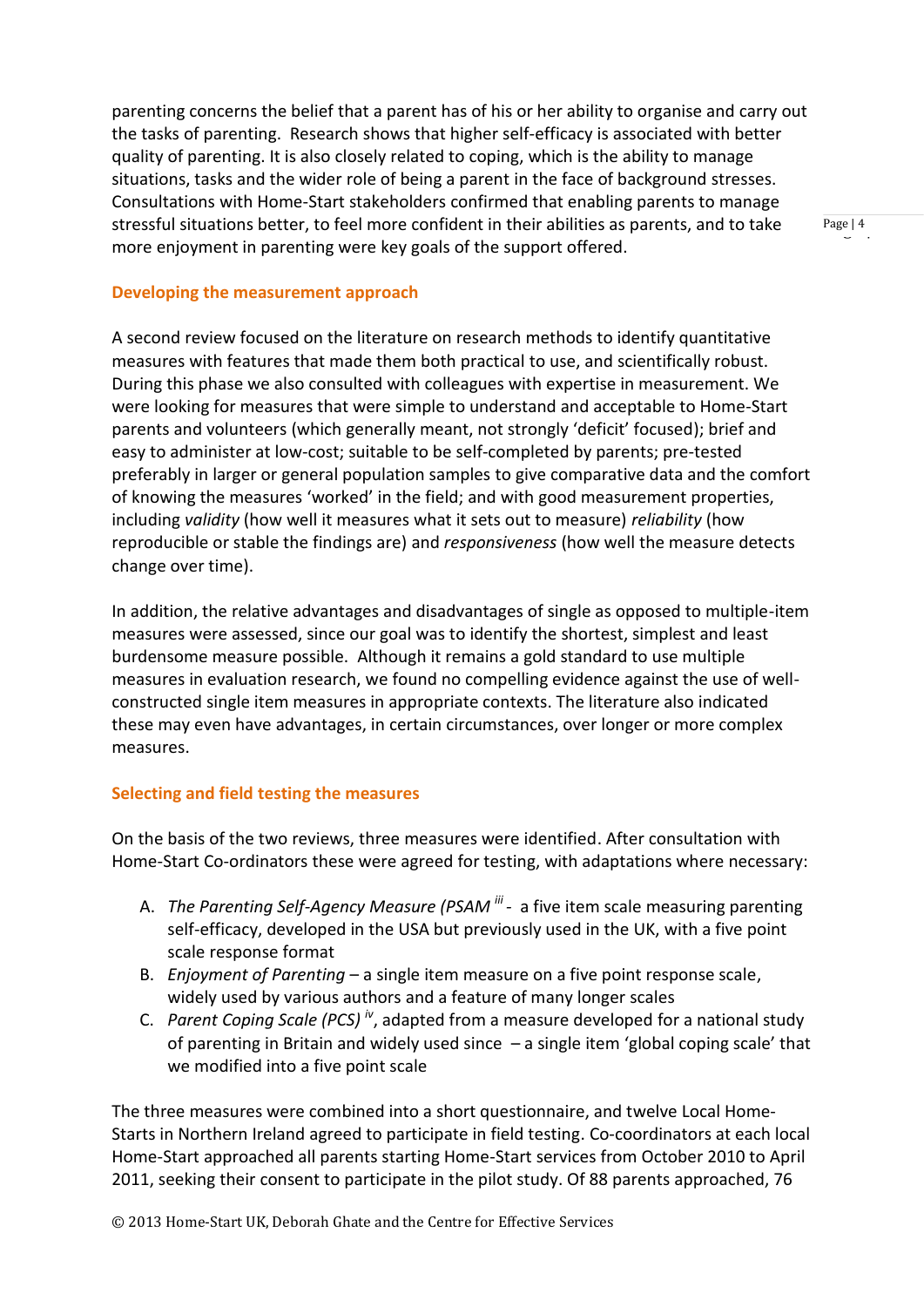parenting concerns the belief that a parent has of his or her ability to organise and carry out the tasks of parenting. Research shows that higher self-efficacy is associated with better quality of parenting. It is also closely related to coping, which is the ability to manage situations, tasks and the wider role of being a parent in the face of background stresses. Consultations with Home-Start stakeholders confirmed that enabling parents to manage stressful situations better, to feel more confident in their abilities as parents, and to take more enjoyment in parenting were key goals of the support offered.

### Developing the measurement approach

A second review focused on the literature on research methods to identify quantitative measures with features that made them both practical to use, and scientifically robust. During this phase we also consulted with colleagues with expertise in measurement. We were looking for measures that were simple to understand and acceptable to Home-Start parents and volunteers (which generally meant, not strongly 'deficit' focused); brief and easy to administer at low-cost; suitable to be self-completed by parents; pre-tested preferably in larger or general population samples to give comparative data and the comfort of knowing the measures 'worked' in the field; and with good measurement properties, including *validity* (how well it measures what it sets out to measure) *reliability* (how reproducible or stable the findings are) and *responsiveness* (how well the measure detects change over time).

In addition, the relative advantages and disadvantages of single as opposed to multiple-item measures were assessed, since our goal was to identify the shortest, simplest and least burdensome measure possible. Although it remains a gold standard to use multiple measures in evaluation research, we found no compelling evidence against the use of well-constructed single item measures in appropriate contexts. The literature also indicated these may even have advantages, in certain circumstances, over longer or more complex measures.

### Selecting and field testing the measures

On the basis of the two reviews, three measures were identified. After consultation with Home-Start Co-ordinators these were agreed for testing, with adaptations where necessary:

A. *The Parenting Self-Agency Measure (PSAM* [iii] - a five item scale measuring parenting self-efficacy, developed in the USA but previously used in the UK, with a five point scale response format
B. *Enjoyment of Parenting* – a single item measure on a five point response scale, widely used by various authors and a feature of many longer scales
C. *Parent Coping Scale (PCS)* [iv], adapted from a measure developed for a national study of parenting in Britain and widely used since – a single item 'global coping scale' that we modified into a five point scale

The three measures were combined into a short questionnaire, and twelve Local Home-Starts in Northern Ireland agreed to participate in field testing. Co-coordinators at each local Home-Start approached all parents starting Home-Start services from October 2010 to April 2011, seeking their consent to participate in the pilot study. Of 88 parents approached, 76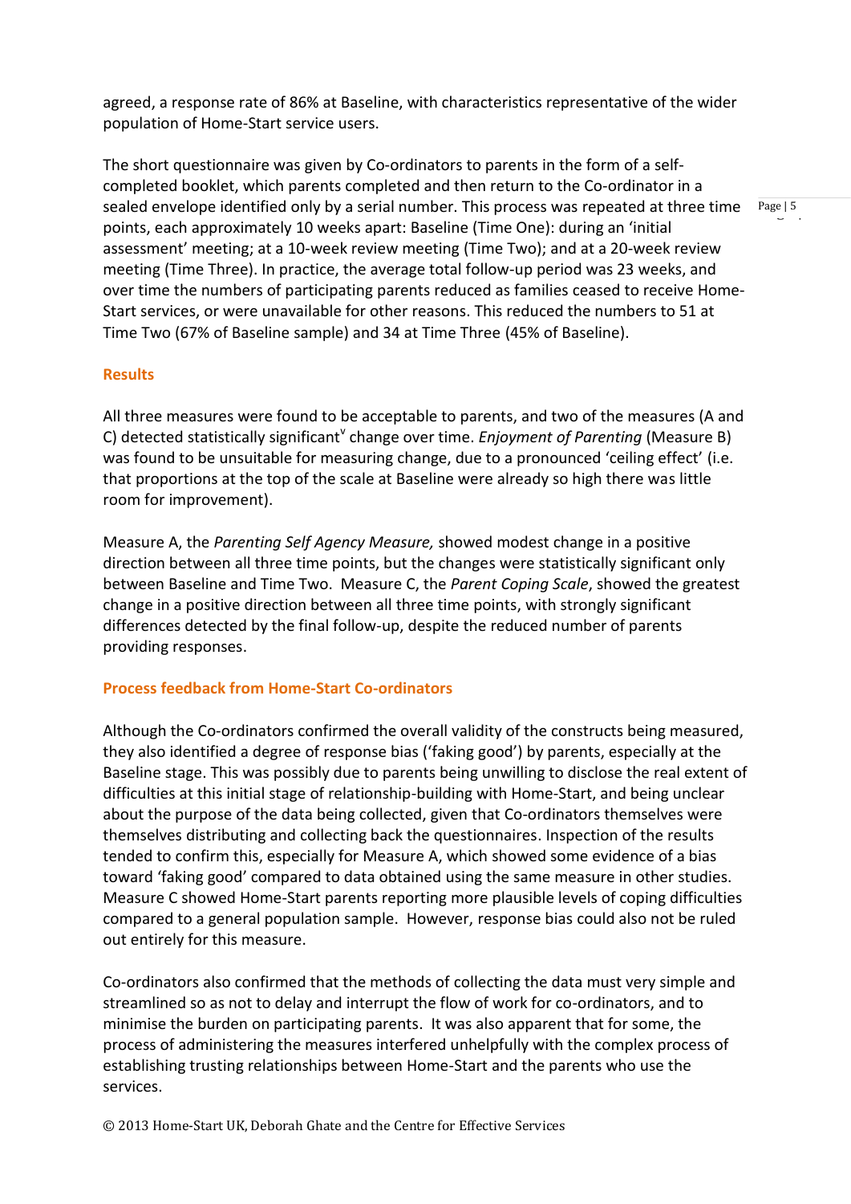agreed, a response rate of 86% at Baseline, with characteristics representative of the wider population of Home-Start service users.

The short questionnaire was given by Co-ordinators to parents in the form of a self-completed booklet, which parents completed and then return to the Co-ordinator in a sealed envelope identified only by a serial number. This process was repeated at three time points, each approximately 10 weeks apart: Baseline (Time One): during an 'initial assessment' meeting; at a 10-week review meeting (Time Two); and at a 20-week review meeting (Time Three). In practice, the average total follow-up period was 23 weeks, and over time the numbers of participating parents reduced as families ceased to receive Home-Start services, or were unavailable for other reasons. This reduced the numbers to 51 at Time Two (67% of Baseline sample) and 34 at Time Three (45% of Baseline).

## Results

All three measures were found to be acceptable to parents, and two of the measures (A and C) detected statistically significant[v] change over time. *Enjoyment of Parenting* (Measure B) was found to be unsuitable for measuring change, due to a pronounced 'ceiling effect' (i.e. that proportions at the top of the scale at Baseline were already so high there was little room for improvement).

Measure A, the *Parenting Self Agency Measure,* showed modest change in a positive direction between all three time points, but the changes were statistically significant only between Baseline and Time Two. Measure C, the *Parent Coping Scale*, showed the greatest change in a positive direction between all three time points, with strongly significant differences detected by the final follow-up, despite the reduced number of parents providing responses.

## Process feedback from Home-Start Co-ordinators

Although the Co-ordinators confirmed the overall validity of the constructs being measured, they also identified a degree of response bias ('faking good') by parents, especially at the Baseline stage. This was possibly due to parents being unwilling to disclose the real extent of difficulties at this initial stage of relationship-building with Home-Start, and being unclear about the purpose of the data being collected, given that Co-ordinators themselves were themselves distributing and collecting back the questionnaires. Inspection of the results tended to confirm this, especially for Measure A, which showed some evidence of a bias toward 'faking good' compared to data obtained using the same measure in other studies. Measure C showed Home-Start parents reporting more plausible levels of coping difficulties compared to a general population sample. However, response bias could also not be ruled out entirely for this measure.

Co-ordinators also confirmed that the methods of collecting the data must very simple and streamlined so as not to delay and interrupt the flow of work for co-ordinators, and to minimise the burden on participating parents. It was also apparent that for some, the process of administering the measures interfered unhelpfully with the complex process of establishing trusting relationships between Home-Start and the parents who use the services.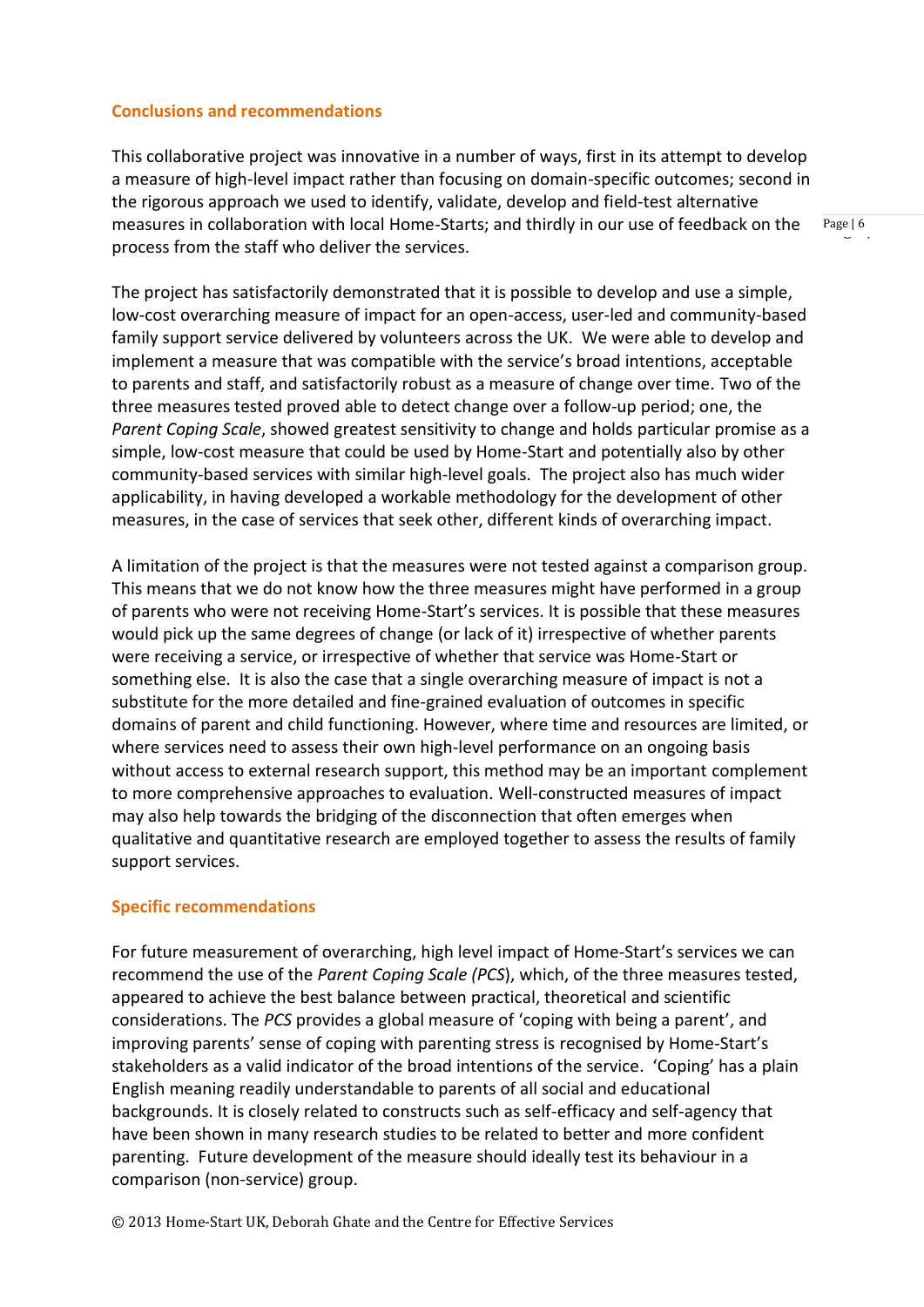## Conclusions and recommendations

This collaborative project was innovative in a number of ways, first in its attempt to develop a measure of high-level impact rather than focusing on domain-specific outcomes; second in the rigorous approach we used to identify, validate, develop and field-test alternative measures in collaboration with local Home-Starts; and thirdly in our use of feedback on the process from the staff who deliver the services.

The project has satisfactorily demonstrated that it is possible to develop and use a simple, low-cost overarching measure of impact for an open-access, user-led and community-based family support service delivered by volunteers across the UK. We were able to develop and implement a measure that was compatible with the service's broad intentions, acceptable to parents and staff, and satisfactorily robust as a measure of change over time. Two of the three measures tested proved able to detect change over a follow-up period; one, the *Parent Coping Scale*, showed greatest sensitivity to change and holds particular promise as a simple, low-cost measure that could be used by Home-Start and potentially also by other community-based services with similar high-level goals. The project also has much wider applicability, in having developed a workable methodology for the development of other measures, in the case of services that seek other, different kinds of overarching impact.

A limitation of the project is that the measures were not tested against a comparison group. This means that we do not know how the three measures might have performed in a group of parents who were not receiving Home-Start's services. It is possible that these measures would pick up the same degrees of change (or lack of it) irrespective of whether parents were receiving a service, or irrespective of whether that service was Home-Start or something else. It is also the case that a single overarching measure of impact is not a substitute for the more detailed and fine-grained evaluation of outcomes in specific domains of parent and child functioning. However, where time and resources are limited, or where services need to assess their own high-level performance on an ongoing basis without access to external research support, this method may be an important complement to more comprehensive approaches to evaluation. Well-constructed measures of impact may also help towards the bridging of the disconnection that often emerges when qualitative and quantitative research are employed together to assess the results of family support services.

## Specific recommendations

For future measurement of overarching, high level impact of Home-Start's services we can recommend the use of the *Parent Coping Scale (PCS)*, which, of the three measures tested, appeared to achieve the best balance between practical, theoretical and scientific considerations. The *PCS* provides a global measure of 'coping with being a parent', and improving parents' sense of coping with parenting stress is recognised by Home-Start's stakeholders as a valid indicator of the broad intentions of the service. 'Coping' has a plain English meaning readily understandable to parents of all social and educational backgrounds. It is closely related to constructs such as self-efficacy and self-agency that have been shown in many research studies to be related to better and more confident parenting. Future development of the measure should ideally test its behaviour in a comparison (non-service) group.

© 2013 Home-Start UK, Deborah Ghate and the Centre for Effective Services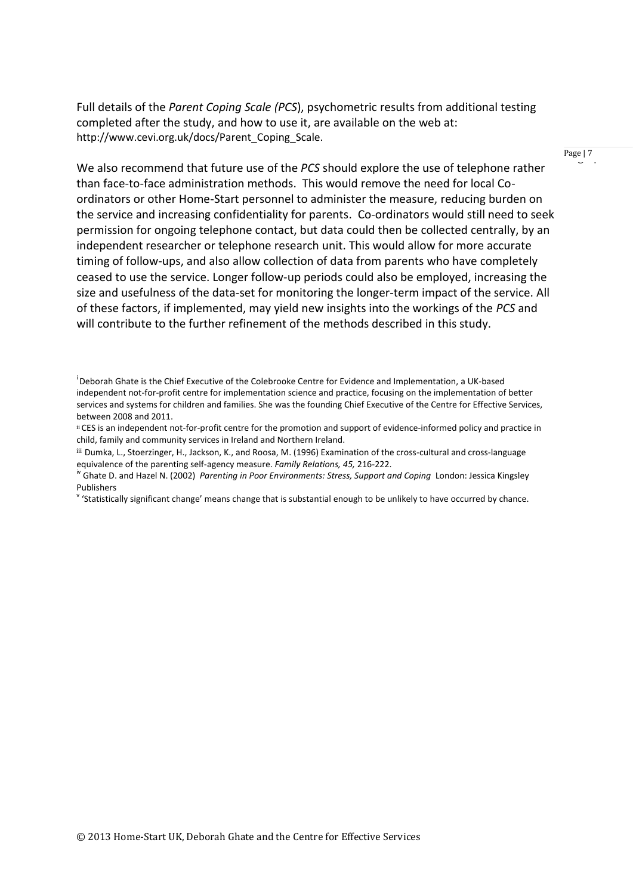Full details of the *Parent Coping Scale (PCS*), psychometric results from additional testing completed after the study, and how to use it, are available on the web at: http://www.cevi.org.uk/docs/Parent_Coping_Scale.

We also recommend that future use of the *PCS* should explore the use of telephone rather than face-to-face administration methods. This would remove the need for local Co-ordinators or other Home-Start personnel to administer the measure, reducing burden on the service and increasing confidentiality for parents. Co-ordinators would still need to seek permission for ongoing telephone contact, but data could then be collected centrally, by an independent researcher or telephone research unit. This would allow for more accurate timing of follow-ups, and also allow collection of data from parents who have completely ceased to use the service. Longer follow-up periods could also be employed, increasing the size and usefulness of the data-set for monitoring the longer-term impact of the service. All of these factors, if implemented, may yield new insights into the workings of the *PCS* and will contribute to the further refinement of the methods described in this study.

[i] Deborah Ghate is the Chief Executive of the Colebrooke Centre for Evidence and Implementation, a UK-based independent not-for-profit centre for implementation science and practice, focusing on the implementation of better services and systems for children and families. She was the founding Chief Executive of the Centre for Effective Services, between 2008 and 2011.

[ii] CES is an independent not-for-profit centre for the promotion and support of evidence-informed policy and practice in child, family and community services in Ireland and Northern Ireland.

[iii] Dumka, L., Stoerzinger, H., Jackson, K., and Roosa, M. (1996) Examination of the cross-cultural and cross-language equivalence of the parenting self-agency measure. *Family Relations, 45,* 216-222.

[iv] Ghate D. and Hazel N. (2002) *Parenting in Poor Environments: Stress, Support and Coping* London: Jessica Kingsley Publishers

[v] 'Statistically significant change' means change that is substantial enough to be unlikely to have occurred by chance.

© 2013 Home-Start UK, Deborah Ghate and the Centre for Effective Services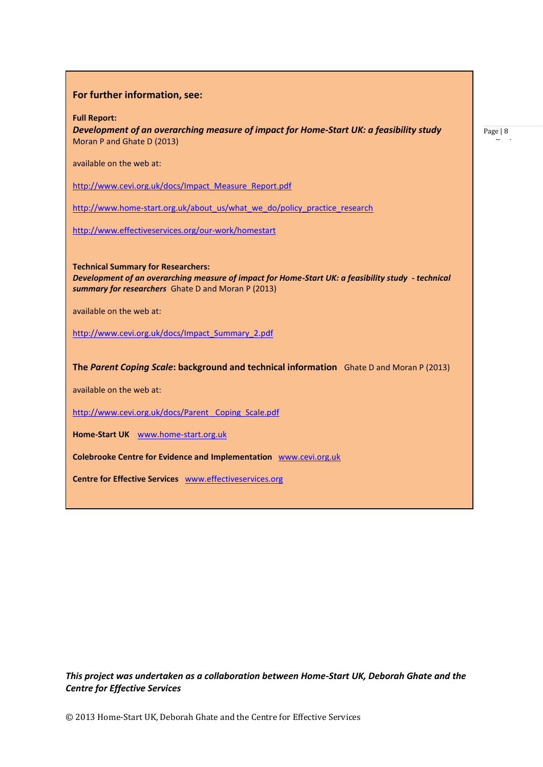## For further information, see:

**Full Report:**
***Development of an overarching measure of impact for Home-Start UK: a feasibility study***
Moran P and Ghate D (2013)

available on the web at:

http://www.cevi.org.uk/docs/Impact_Measure_Report.pdf

http://www.home-start.org.uk/about_us/what_we_do/policy_practice_research

http://www.effectiveservices.org/our-work/homestart

**Technical Summary for Researchers:**
***Development of an overarching measure of impact for Home-Start UK: a feasibility study - technical summary for researchers*** Ghate D and Moran P (2013)

available on the web at:

http://www.cevi.org.uk/docs/Impact_Summary_2.pdf

**The *Parent Coping Scale*: background and technical information** Ghate D and Moran P (2013)

available on the web at:

http://www.cevi.org.uk/docs/Parent_Coping_Scale.pdf

**Home-Start UK** www.home-start.org.uk

**Colebrooke Centre for Evidence and Implementation** www.cevi.org.uk

**Centre for Effective Services** www.effectiveservices.org

***This project was undertaken as a collaboration between Home-Start UK, Deborah Ghate and the Centre for Effective Services***

© 2013 Home-Start UK, Deborah Ghate and the Centre for Effective Services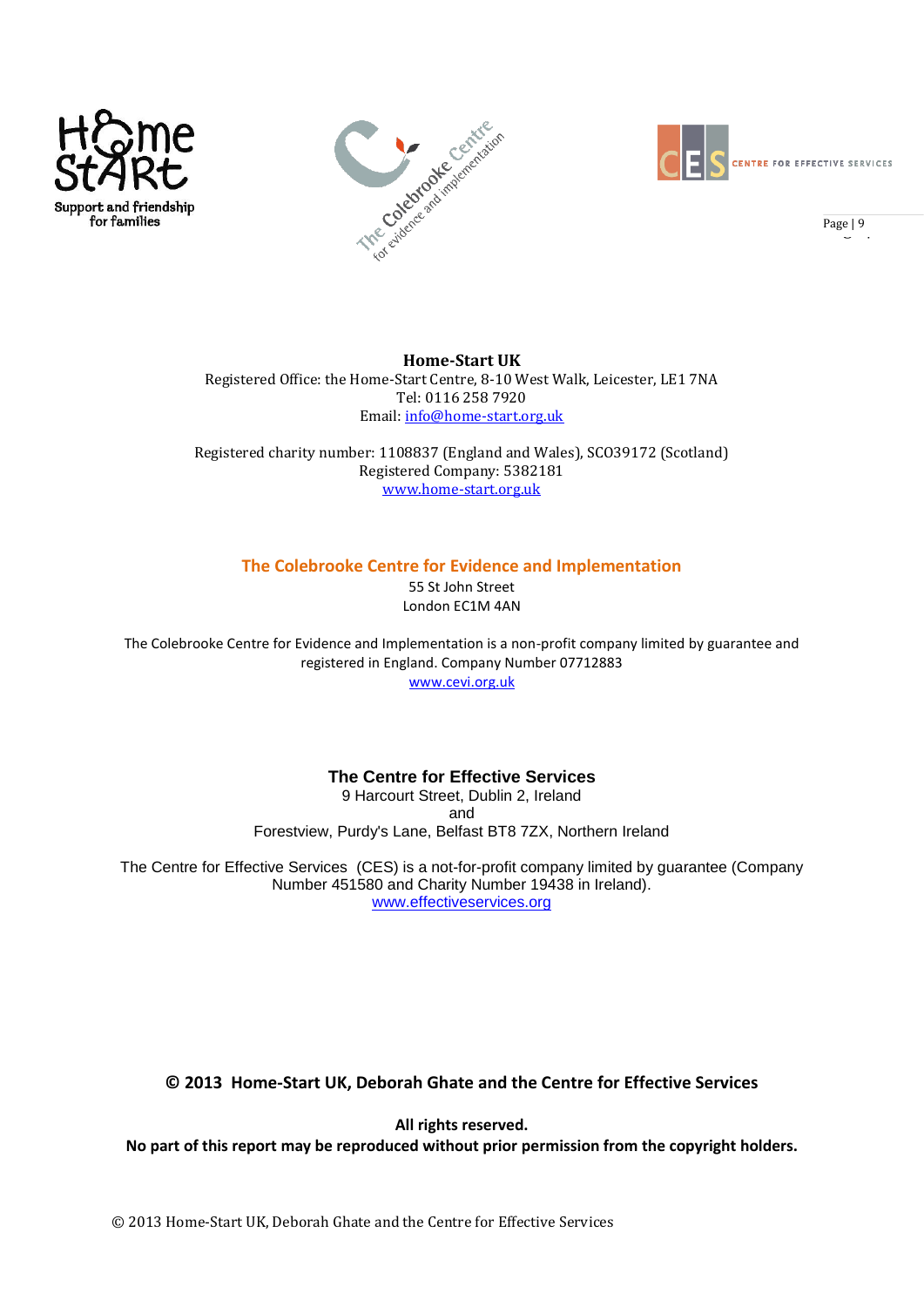**Home-Start UK**
Registered Office: the Home-Start Centre, 8-10 West Walk, Leicester, LE1 7NA
Tel: 0116 258 7920
Email: info@home-start.org.uk

Registered charity number: 1108837 (England and Wales), SC039172 (Scotland)
Registered Company: 5382181
www.home-start.org.uk

**The Colebrooke Centre for Evidence and Implementation**
55 St John Street
London EC1M 4AN

The Colebrooke Centre for Evidence and Implementation is a non-profit company limited by guarantee and registered in England. Company Number 07712883
www.cevi.org.uk

**The Centre for Effective Services**
9 Harcourt Street, Dublin 2, Ireland
and
Forestview, Purdy's Lane, Belfast BT8 7ZX, Northern Ireland

The Centre for Effective Services (CES) is a not-for-profit company limited by guarantee (Company Number 451580 and Charity Number 19438 in Ireland).
www.effectiveservices.org

**© 2013 Home-Start UK, Deborah Ghate and the Centre for Effective Services**

**All rights reserved.**
**No part of this report may be reproduced without prior permission from the copyright holders.**